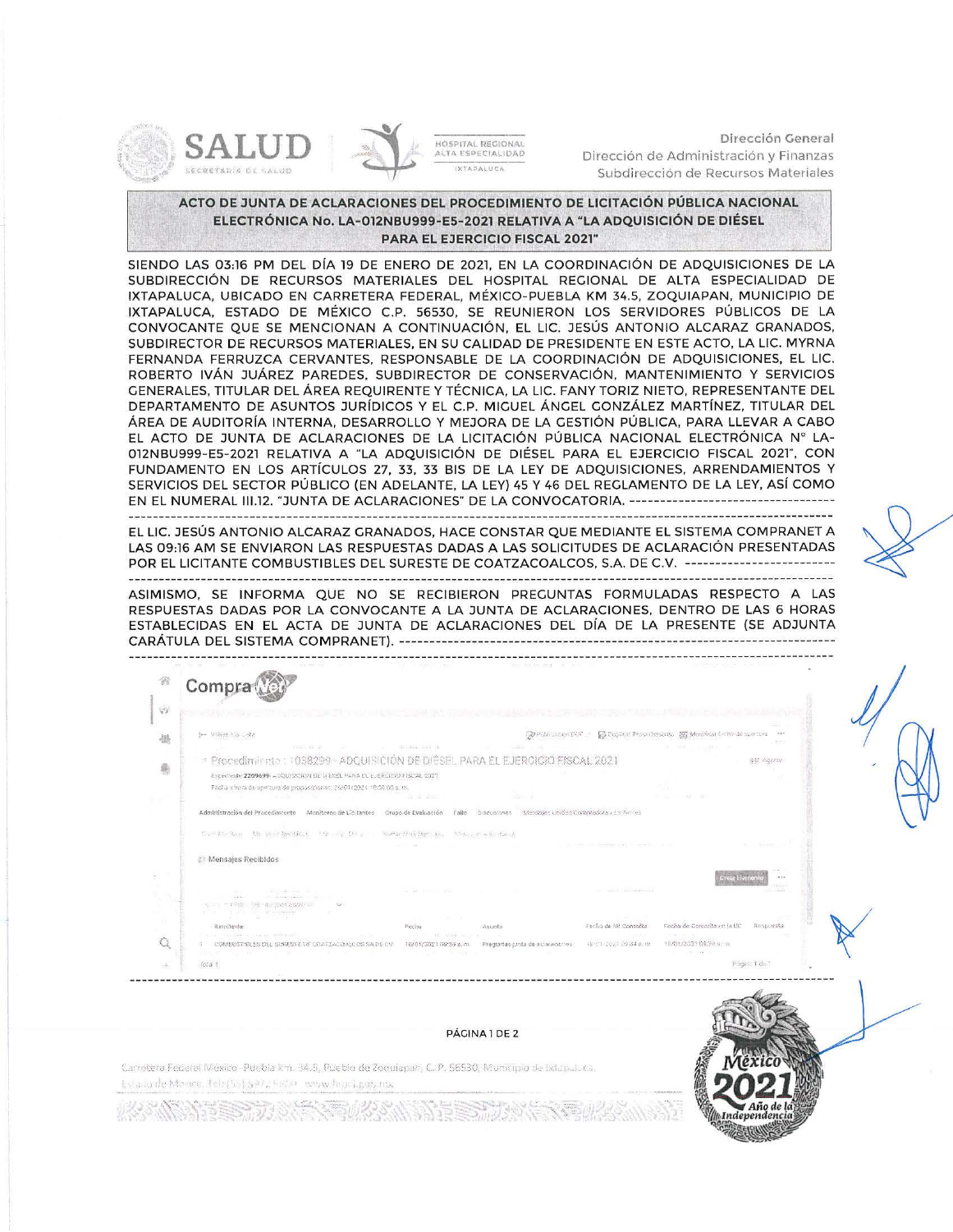Dirección General
Dirección de Administración y Finanzas
Subdirección de Recursos Materiales

## ACTO DE JUNTA DE ACLARACIONES DEL PROCEDIMIENTO DE LICITACIÓN PÚBLICA NACIONAL ELECTRÓNICA No. LA-012NBU999-E5-2021 RELATIVA A "LA ADQUISICIÓN DE DIÉSEL PARA EL EJERCICIO FISCAL 2021"

SIENDO LAS 03:16 PM DEL DÍA 19 DE ENERO DE 2021, EN LA COORDINACIÓN DE ADQUISICIONES DE LA SUBDIRECCIÓN DE RECURSOS MATERIALES DEL HOSPITAL REGIONAL DE ALTA ESPECIALIDAD DE IXTAPALUCA, UBICADO EN CARRETERA FEDERAL, MÉXICO-PUEBLA KM 34.5, ZOQUIAPAN, MUNICIPIO DE IXTAPALUCA, ESTADO DE MÉXICO C.P. 56530, SE REUNIERON LOS SERVIDORES PÚBLICOS DE LA CONVOCANTE QUE SE MENCIONAN A CONTINUACIÓN, EL LIC. JESÚS ANTONIO ALCARAZ GRANADOS, SUBDIRECTOR DE RECURSOS MATERIALES, EN SU CALIDAD DE PRESIDENTE EN ESTE ACTO, LA LIC. MYRNA FERNANDA FERRUZCA CERVANTES, RESPONSABLE DE LA COORDINACIÓN DE ADQUISICIONES, EL LIC. ROBERTO IVÁN JUÁREZ PAREDES, SUBDIRECTOR DE CONSERVACIÓN, MANTENIMIENTO Y SERVICIOS GENERALES, TITULAR DEL ÁREA REQUIRENTE Y TÉCNICA, LA LIC. FANY TORIZ NIETO, REPRESENTANTE DEL DEPARTAMENTO DE ASUNTOS JURÍDICOS Y EL C.P. MIGUEL ÁNGEL GONZÁLEZ MARTÍNEZ, TITULAR DEL ÁREA DE AUDITORÍA INTERNA, DESARROLLO Y MEJORA DE LA GESTIÓN PÚBLICA, PARA LLEVAR A CABO EL ACTO DE JUNTA DE ACLARACIONES DE LA LICITACIÓN PÚBLICA NACIONAL ELECTRÓNICA N° LA-012NBU999-E5-2021 RELATIVA A "LA ADQUISICIÓN DE DIÉSEL PARA EL EJERCICIO FISCAL 2021", CON FUNDAMENTO EN LOS ARTÍCULOS 27, 33, 33 BIS DE LA LEY DE ADQUISICIONES, ARRENDAMIENTOS Y SERVICIOS DEL SECTOR PÚBLICO (EN ADELANTE, LA LEY) 45 Y 46 DEL REGLAMENTO DE LA LEY, ASÍ COMO EN EL NUMERAL III.12. "JUNTA DE ACLARACIONES" DE LA CONVOCATORIA. ----------------------------------

EL LIC. JESÚS ANTONIO ALCARAZ GRANADOS, HACE CONSTAR QUE MEDIANTE EL SISTEMA COMPRANET A LAS 09:16 AM SE ENVIARON LAS RESPUESTAS DADAS A LAS SOLICITUDES DE ACLARACIÓN PRESENTADAS POR EL LICITANTE COMBUSTIBLES DEL SURESTE DE COATZACOALCOS, S.A. DE C.V. ------------------------

ASIMISMO, SE INFORMA QUE NO SE RECIBIERON PREGUNTAS FORMULADAS RESPECTO A LAS RESPUESTAS DADAS POR LA CONVOCANTE A LA JUNTA DE ACLARACIONES, DENTRO DE LAS 6 HORAS ESTABLECIDAS EN EL ACTA DE JUNTA DE ACLARACIONES DEL DÍA DE LA PRESENTE (SE ADJUNTA CARÁTULA DEL SISTEMA COMPRANET). ---------------------------------------------------------------------

CompraNet

Procedimiento: 1038299 - ADQUISICIÓN DE DIÉSEL PARA EL EJERCICIO FISCAL 2021

Expediente 2209699 - ADQUISICIÓN DE DIÉSEL PARA EL EJERCICIO FISCAL 2021

Fecha y hora de apertura de proposiciones: 26/01/2021 10:00:00 a. m.

Administración del Procedimiento | Monitoreo de Licitantes | Grupo de Evaluación | Fallo | Discusiones | Mensajes Unidad Compradora / Licitantes

Mensajes Recibidos

| | Remitente | Fecha | Asunto | Fecha de Mi Consulta | Fecha de Consulta en la UC | Respuesta |
|---|---|---|---|---|---|---|
| 1 | COMBUSTIBLES DEL SURESTE DE COATZACOALCOS SA DE CV | 18/01/2021 08:39 a.m. | Preguntas junta de aclaraciones | 18/01/2021 09:34 a.m. | 18/01/2021 08:34 a.m. | |

Total 1 — Página 1 de 1

Carretera Federal México - Puebla Km. 34.5, Pueblo de Zoquiapan, C.P. 56530, Municipio de Ixtapaluca, Estado de México. Tel: (55) 5972 9800 www.hraei.gob.mx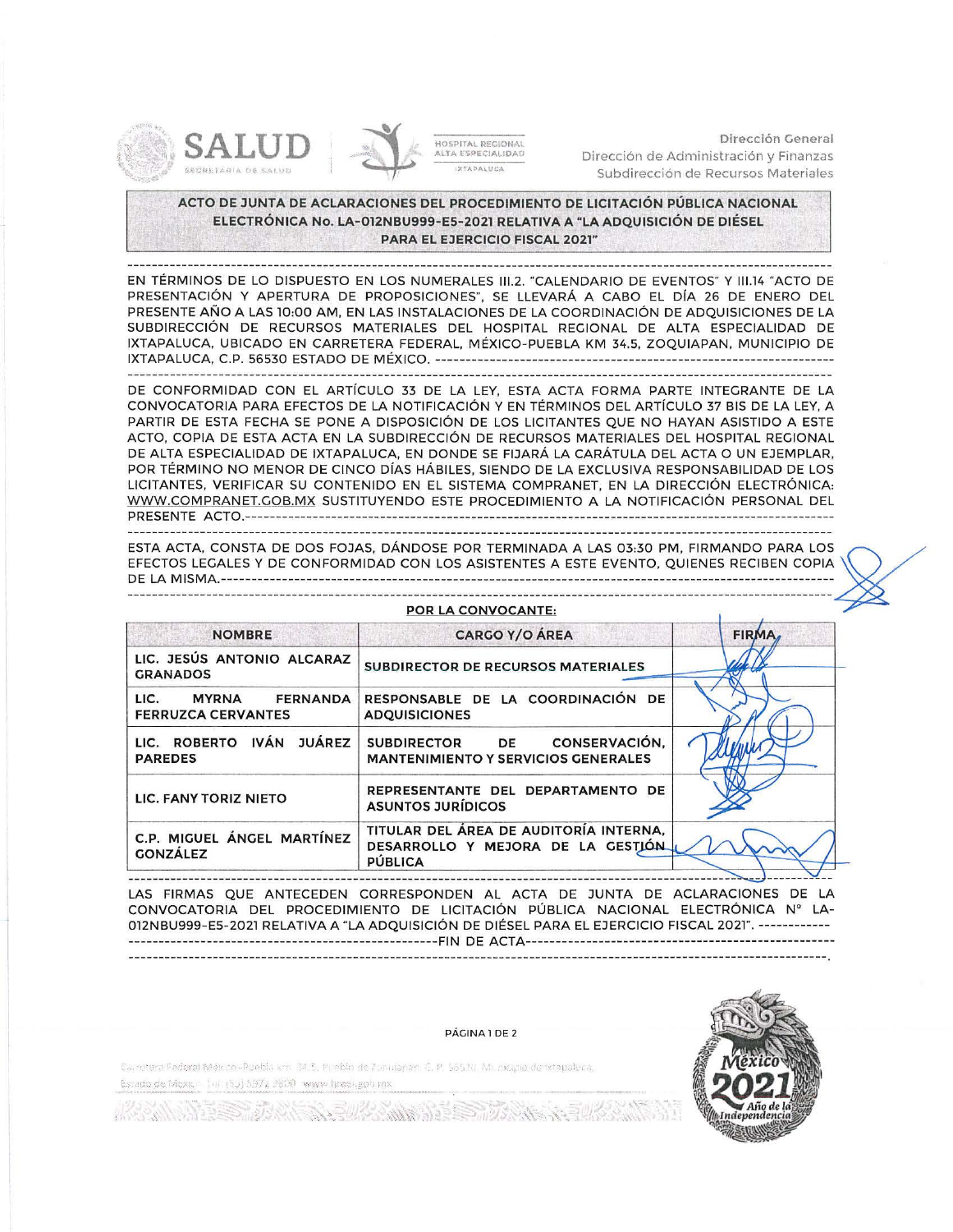**ACTO DE JUNTA DE ACLARACIONES DEL PROCEDIMIENTO DE LICITACIÓN PÚBLICA NACIONAL ELECTRÓNICA No. LA-012NBU999-E5-2021 RELATIVA A "LA ADQUISICIÓN DE DIÉSEL PARA EL EJERCICIO FISCAL 2021"**

---

EN TÉRMINOS DE LO DISPUESTO EN LOS NUMERALES III.2. "CALENDARIO DE EVENTOS" Y III.14 "ACTO DE PRESENTACIÓN Y APERTURA DE PROPOSICIONES", SE LLEVARÁ A CABO EL DÍA 26 DE ENERO DEL PRESENTE AÑO A LAS 10:00 AM, EN LAS INSTALACIONES DE LA COORDINACIÓN DE ADQUISICIONES DE LA SUBDIRECCIÓN DE RECURSOS MATERIALES DEL HOSPITAL REGIONAL DE ALTA ESPECIALIDAD DE IXTAPALUCA, UBICADO EN CARRETERA FEDERAL, MÉXICO-PUEBLA KM 34.5, ZOQUIAPAN, MUNICIPIO DE IXTAPALUCA, C.P. 56530 ESTADO DE MÉXICO. ----------------------------------------------------------------

---

DE CONFORMIDAD CON EL ARTÍCULO 33 DE LA LEY, ESTA ACTA FORMA PARTE INTEGRANTE DE LA CONVOCATORIA PARA EFECTOS DE LA NOTIFICACIÓN Y EN TÉRMINOS DEL ARTÍCULO 37 BIS DE LA LEY, A PARTIR DE ESTA FECHA SE PONE A DISPOSICIÓN DE LOS LICITANTES QUE NO HAYAN ASISTIDO A ESTE ACTO, COPIA DE ESTA ACTA EN LA SUBDIRECCIÓN DE RECURSOS MATERIALES DEL HOSPITAL REGIONAL DE ALTA ESPECIALIDAD DE IXTAPALUCA, EN DONDE SE FIJARÁ LA CARÁTULA DEL ACTA O UN EJEMPLAR, POR TÉRMINO NO MENOR DE CINCO DÍAS HÁBILES, SIENDO DE LA EXCLUSIVA RESPONSABILIDAD DE LOS LICITANTES, VERIFICAR SU CONTENIDO EN EL SISTEMA COMPRANET, EN LA DIRECCIÓN ELECTRÓNICA: WWW.COMPRANET.GOB.MX SUSTITUYENDO ESTE PROCEDIMIENTO A LA NOTIFICACIÓN PERSONAL DEL PRESENTE ACTO.----------------------------------------------------------------------------------------------------

---

ESTA ACTA, CONSTA DE DOS FOJAS, DÁNDOSE POR TERMINADA A LAS 03:30 PM, FIRMANDO PARA LOS EFECTOS LEGALES Y DE CONFORMIDAD CON LOS ASISTENTES A ESTE EVENTO, QUIENES RECIBEN COPIA DE LA MISMA.----------------------------------------------------------------------------------------------------

---

**POR LA CONVOCANTE:**

| NOMBRE | CARGO Y/O ÁREA | FIRMA |
|---|---|---|
| LIC. JESÚS ANTONIO ALCARAZ GRANADOS | SUBDIRECTOR DE RECURSOS MATERIALES | |
| LIC. MYRNA FERNANDA FERRUZCA CERVANTES | RESPONSABLE DE LA COORDINACIÓN DE ADQUISICIONES | |
| LIC. ROBERTO IVÁN JUÁREZ PAREDES | SUBDIRECTOR DE CONSERVACIÓN, MANTENIMIENTO Y SERVICIOS GENERALES | |
| LIC. FANY TORIZ NIETO | REPRESENTANTE DEL DEPARTAMENTO DE ASUNTOS JURÍDICOS | |
| C.P. MIGUEL ÁNGEL MARTÍNEZ GONZÁLEZ | TITULAR DEL ÁREA DE AUDITORÍA INTERNA, DESARROLLO Y MEJORA DE LA GESTIÓN PÚBLICA | |

---

LAS FIRMAS QUE ANTECEDEN CORRESPONDEN AL ACTA DE JUNTA DE ACLARACIONES DE LA CONVOCATORIA DEL PROCEDIMIENTO DE LICITACIÓN PÚBLICA NACIONAL ELECTRÓNICA N° LA-012NBU999-E5-2021 RELATIVA A "LA ADQUISICIÓN DE DIÉSEL PARA EL EJERCICIO FISCAL 2021". ------------

--------------------------------------------------FIN DE ACTA--------------------------------------------------

----------------------------------------------------------------------------------------------------------------.